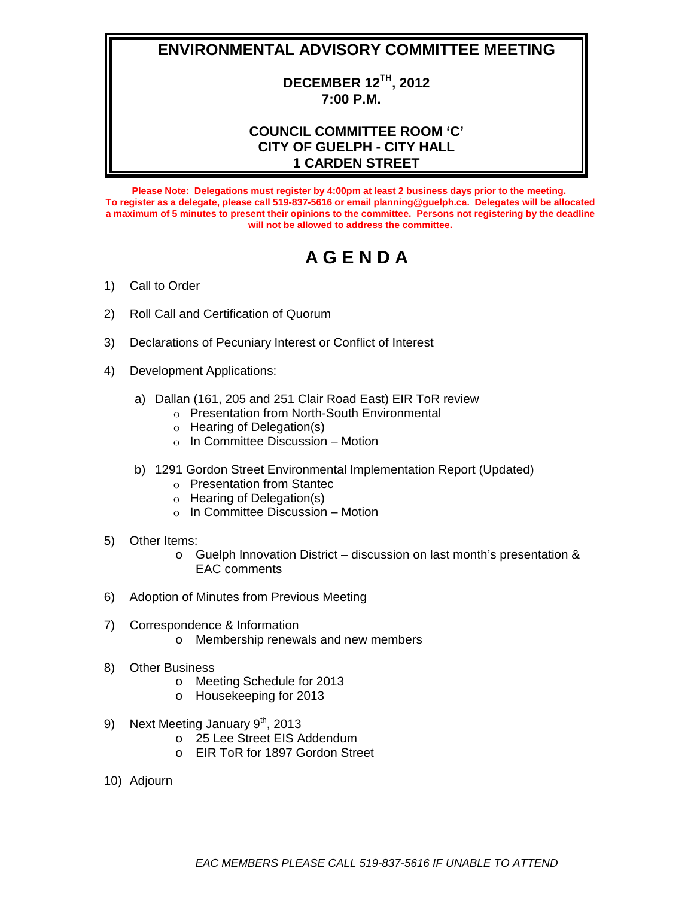# ENVIRONMENTAL ADVISORY COMMITTEE MEETING

**DECEMBER 12TH, 2012**
**7:00 P.M.**

**COUNCIL COMMITTEE ROOM 'C'**
**CITY OF GUELPH - CITY HALL**
**1 CARDEN STREET**

**Please Note: Delegations must register by 4:00pm at least 2 business days prior to the meeting. To register as a delegate, please call 519-837-5616 or email planning@guelph.ca. Delegates will be allocated a maximum of 5 minutes to present their opinions to the committee. Persons not registering by the deadline will not be allowed to address the committee.**

# A G E N D A

1) Call to Order

2) Roll Call and Certification of Quorum

3) Declarations of Pecuniary Interest or Conflict of Interest

4) Development Applications:

   a) Dallan (161, 205 and 251 Clair Road East) EIR ToR review
      - Presentation from North-South Environmental
      - Hearing of Delegation(s)
      - In Committee Discussion – Motion

   b) 1291 Gordon Street Environmental Implementation Report (Updated)
      - Presentation from Stantec
      - Hearing of Delegation(s)
      - In Committee Discussion – Motion

5) Other Items:
   - Guelph Innovation District – discussion on last month's presentation & EAC comments

6) Adoption of Minutes from Previous Meeting

7) Correspondence & Information
   - Membership renewals and new members

8) Other Business
   - Meeting Schedule for 2013
   - Housekeeping for 2013

9) Next Meeting January 9th, 2013
   - 25 Lee Street EIS Addendum
   - EIR ToR for 1897 Gordon Street

10) Adjourn

*EAC MEMBERS PLEASE CALL 519-837-5616 IF UNABLE TO ATTEND*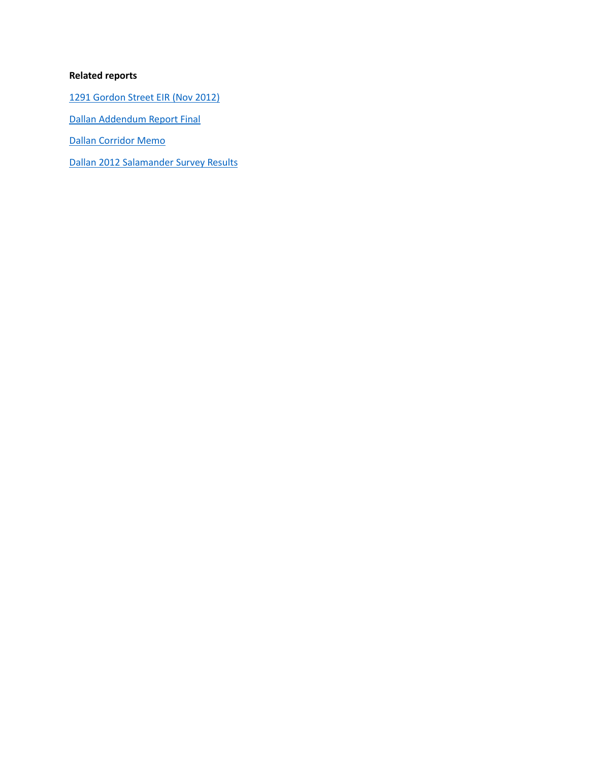**Related reports**

1291 Gordon Street EIR (Nov 2012)

Dallan Addendum Report Final

Dallan Corridor Memo

Dallan 2012 Salamander Survey Results